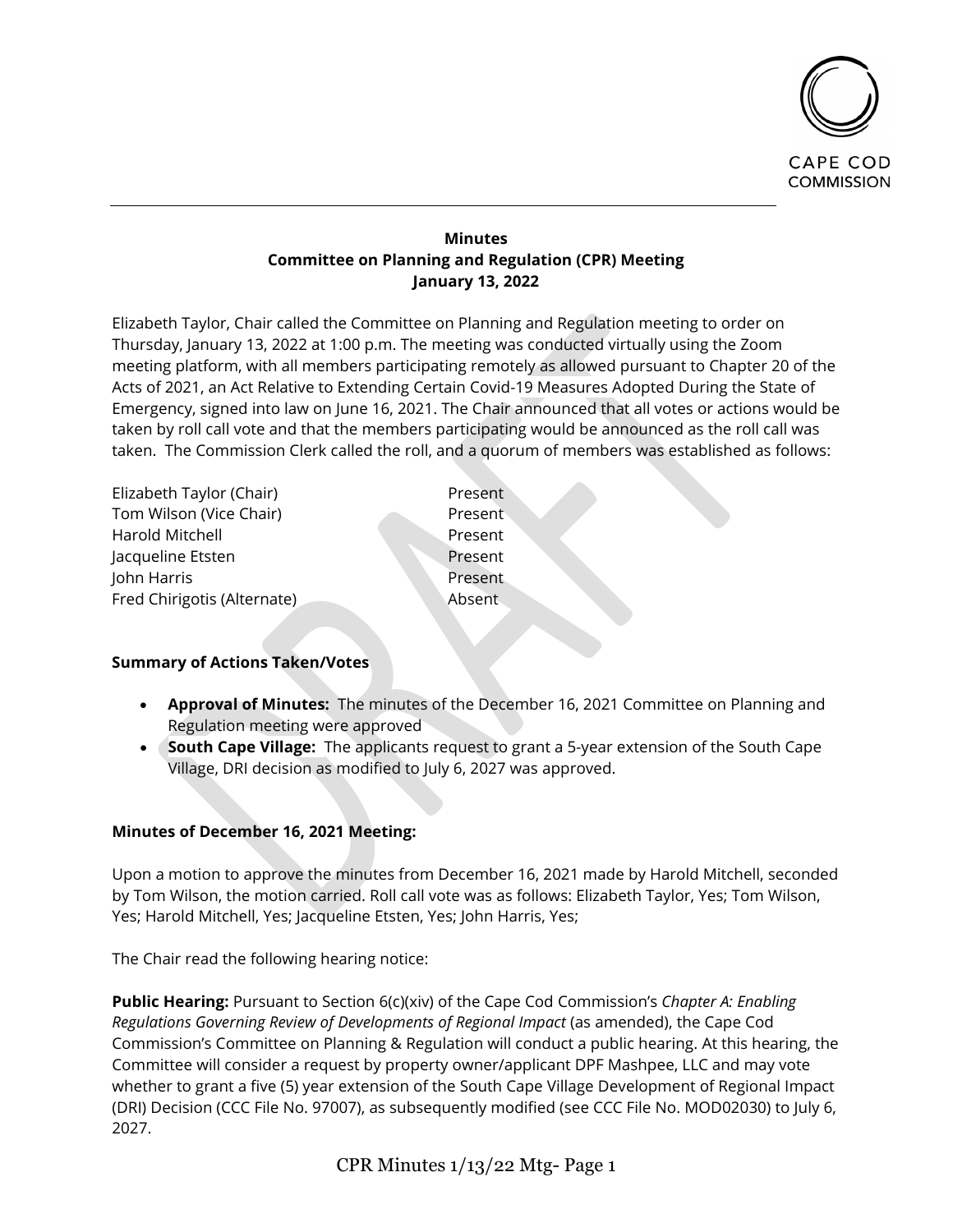CAPE COD COMMISSION

**Minutes**
**Committee on Planning and Regulation (CPR) Meeting**
**January 13, 2022**

Elizabeth Taylor, Chair called the Committee on Planning and Regulation meeting to order on Thursday, January 13, 2022 at 1:00 p.m. The meeting was conducted virtually using the Zoom meeting platform, with all members participating remotely as allowed pursuant to Chapter 20 of the Acts of 2021, an Act Relative to Extending Certain Covid-19 Measures Adopted During the State of Emergency, signed into law on June 16, 2021. The Chair announced that all votes or actions would be taken by roll call vote and that the members participating would be announced as the roll call was taken. The Commission Clerk called the roll, and a quorum of members was established as follows:

| | |
|---|---|
| Elizabeth Taylor (Chair) | Present |
| Tom Wilson (Vice Chair) | Present |
| Harold Mitchell | Present |
| Jacqueline Etsten | Present |
| John Harris | Present |
| Fred Chirigotis (Alternate) | Absent |

**Summary of Actions Taken/Votes**

- **Approval of Minutes:** The minutes of the December 16, 2021 Committee on Planning and Regulation meeting were approved
- **South Cape Village:** The applicants request to grant a 5-year extension of the South Cape Village, DRI decision as modified to July 6, 2027 was approved.

**Minutes of December 16, 2021 Meeting:**

Upon a motion to approve the minutes from December 16, 2021 made by Harold Mitchell, seconded by Tom Wilson, the motion carried. Roll call vote was as follows: Elizabeth Taylor, Yes; Tom Wilson, Yes; Harold Mitchell, Yes; Jacqueline Etsten, Yes; John Harris, Yes;

The Chair read the following hearing notice:

**Public Hearing:** Pursuant to Section 6(c)(xiv) of the Cape Cod Commission's *Chapter A: Enabling Regulations Governing Review of Developments of Regional Impact* (as amended), the Cape Cod Commission's Committee on Planning & Regulation will conduct a public hearing. At this hearing, the Committee will consider a request by property owner/applicant DPF Mashpee, LLC and may vote whether to grant a five (5) year extension of the South Cape Village Development of Regional Impact (DRI) Decision (CCC File No. 97007), as subsequently modified (see CCC File No. MOD02030) to July 6, 2027.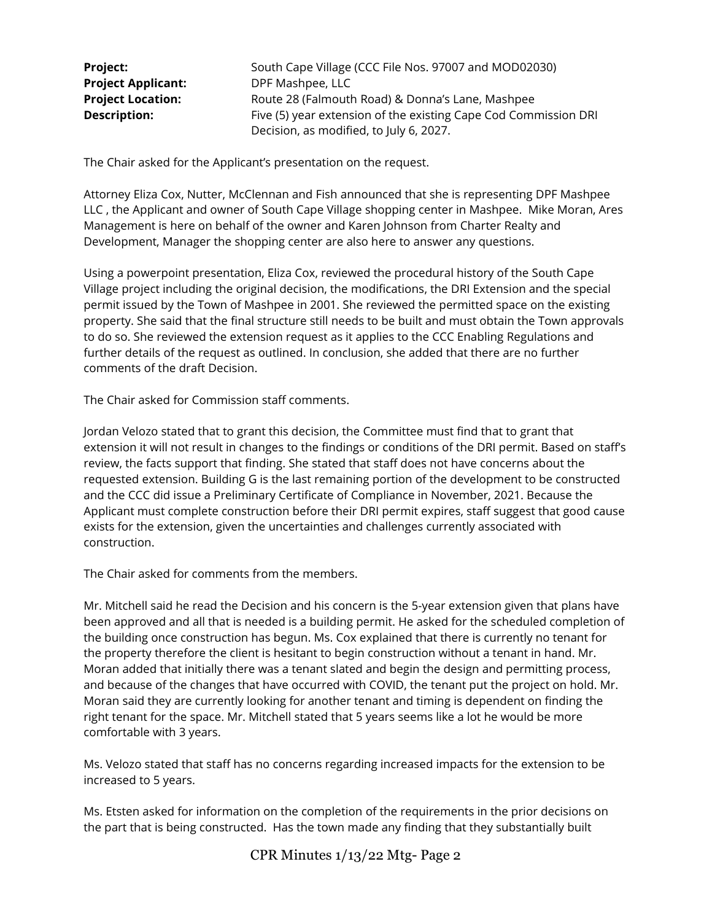**Project:** South Cape Village (CCC File Nos. 97007 and MOD02030)
**Project Applicant:** DPF Mashpee, LLC
**Project Location:** Route 28 (Falmouth Road) & Donna's Lane, Mashpee
**Description:** Five (5) year extension of the existing Cape Cod Commission DRI Decision, as modified, to July 6, 2027.

The Chair asked for the Applicant's presentation on the request.

Attorney Eliza Cox, Nutter, McClennan and Fish announced that she is representing DPF Mashpee LLC , the Applicant and owner of South Cape Village shopping center in Mashpee. Mike Moran, Ares Management is here on behalf of the owner and Karen Johnson from Charter Realty and Development, Manager the shopping center are also here to answer any questions.

Using a powerpoint presentation, Eliza Cox, reviewed the procedural history of the South Cape Village project including the original decision, the modifications, the DRI Extension and the special permit issued by the Town of Mashpee in 2001. She reviewed the permitted space on the existing property. She said that the final structure still needs to be built and must obtain the Town approvals to do so. She reviewed the extension request as it applies to the CCC Enabling Regulations and further details of the request as outlined. In conclusion, she added that there are no further comments of the draft Decision.

The Chair asked for Commission staff comments.

Jordan Velozo stated that to grant this decision, the Committee must find that to grant that extension it will not result in changes to the findings or conditions of the DRI permit. Based on staff's review, the facts support that finding. She stated that staff does not have concerns about the requested extension. Building G is the last remaining portion of the development to be constructed and the CCC did issue a Preliminary Certificate of Compliance in November, 2021. Because the Applicant must complete construction before their DRI permit expires, staff suggest that good cause exists for the extension, given the uncertainties and challenges currently associated with construction.

The Chair asked for comments from the members.

Mr. Mitchell said he read the Decision and his concern is the 5-year extension given that plans have been approved and all that is needed is a building permit. He asked for the scheduled completion of the building once construction has begun. Ms. Cox explained that there is currently no tenant for the property therefore the client is hesitant to begin construction without a tenant in hand. Mr. Moran added that initially there was a tenant slated and begin the design and permitting process, and because of the changes that have occurred with COVID, the tenant put the project on hold. Mr. Moran said they are currently looking for another tenant and timing is dependent on finding the right tenant for the space. Mr. Mitchell stated that 5 years seems like a lot he would be more comfortable with 3 years.

Ms. Velozo stated that staff has no concerns regarding increased impacts for the extension to be increased to 5 years.

Ms. Etsten asked for information on the completion of the requirements in the prior decisions on the part that is being constructed. Has the town made any finding that they substantially built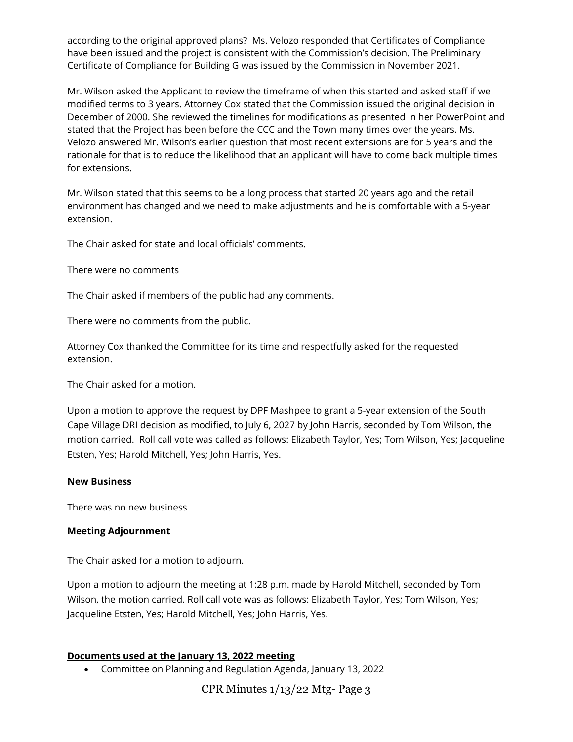according to the original approved plans? Ms. Velozo responded that Certificates of Compliance have been issued and the project is consistent with the Commission's decision. The Preliminary Certificate of Compliance for Building G was issued by the Commission in November 2021.

Mr. Wilson asked the Applicant to review the timeframe of when this started and asked staff if we modified terms to 3 years. Attorney Cox stated that the Commission issued the original decision in December of 2000. She reviewed the timelines for modifications as presented in her PowerPoint and stated that the Project has been before the CCC and the Town many times over the years. Ms. Velozo answered Mr. Wilson's earlier question that most recent extensions are for 5 years and the rationale for that is to reduce the likelihood that an applicant will have to come back multiple times for extensions.

Mr. Wilson stated that this seems to be a long process that started 20 years ago and the retail environment has changed and we need to make adjustments and he is comfortable with a 5-year extension.

The Chair asked for state and local officials' comments.

There were no comments

The Chair asked if members of the public had any comments.

There were no comments from the public.

Attorney Cox thanked the Committee for its time and respectfully asked for the requested extension.

The Chair asked for a motion.

Upon a motion to approve the request by DPF Mashpee to grant a 5-year extension of the South Cape Village DRI decision as modified, to July 6, 2027 by John Harris, seconded by Tom Wilson, the motion carried. Roll call vote was called as follows: Elizabeth Taylor, Yes; Tom Wilson, Yes; Jacqueline Etsten, Yes; Harold Mitchell, Yes; John Harris, Yes.

**New Business**

There was no new business

**Meeting Adjournment**

The Chair asked for a motion to adjourn.

Upon a motion to adjourn the meeting at 1:28 p.m. made by Harold Mitchell, seconded by Tom Wilson, the motion carried. Roll call vote was as follows: Elizabeth Taylor, Yes; Tom Wilson, Yes; Jacqueline Etsten, Yes; Harold Mitchell, Yes; John Harris, Yes.

**Documents used at the January 13, 2022 meeting**

- Committee on Planning and Regulation Agenda, January 13, 2022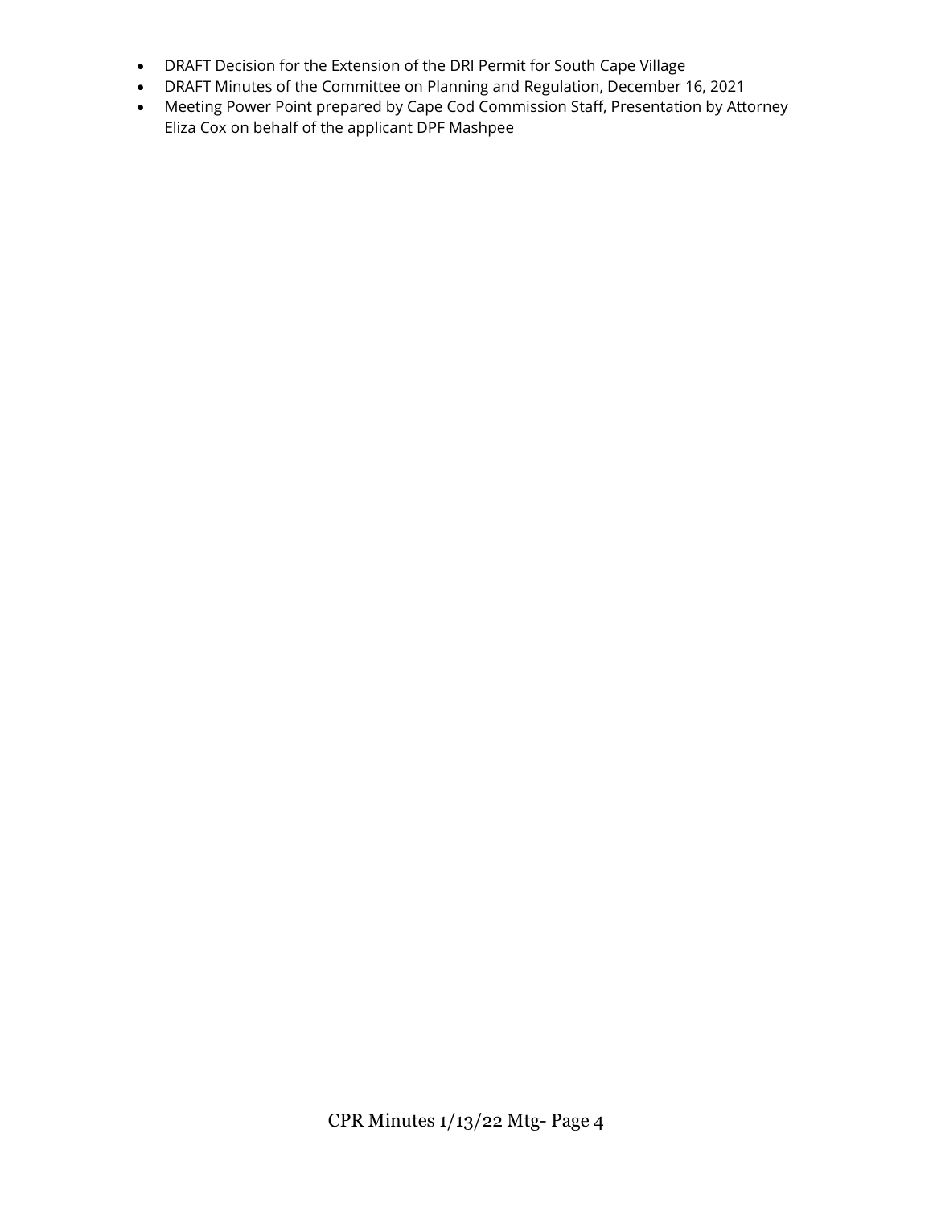- DRAFT Decision for the Extension of the DRI Permit for South Cape Village
- DRAFT Minutes of the Committee on Planning and Regulation, December 16, 2021
- Meeting Power Point prepared by Cape Cod Commission Staff, Presentation by Attorney Eliza Cox on behalf of the applicant DPF Mashpee